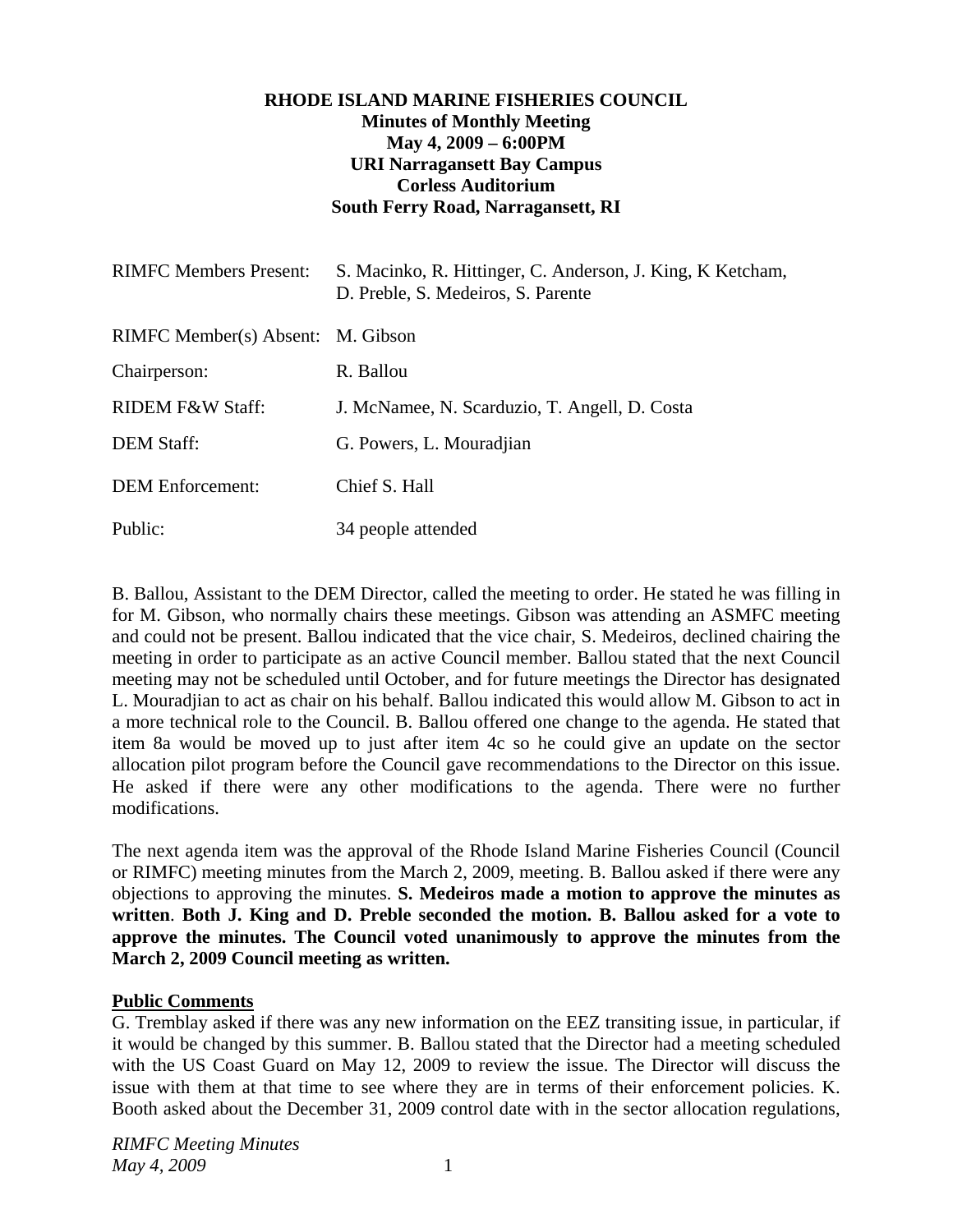**RHODE ISLAND MARINE FISHERIES COUNCIL**
**Minutes of Monthly Meeting**
**May 4, 2009 – 6:00PM**
**URI Narragansett Bay Campus**
**Corless Auditorium**
**South Ferry Road, Narragansett, RI**

| | |
|---|---|
| RIMFC Members Present: | S. Macinko, R. Hittinger, C. Anderson, J. King, K Ketcham, D. Preble, S. Medeiros, S. Parente |
| RIMFC Member(s) Absent: | M. Gibson |
| Chairperson: | R. Ballou |
| RIDEM F&W Staff: | J. McNamee, N. Scarduzio, T. Angell, D. Costa |
| DEM Staff: | G. Powers, L. Mouradjian |
| DEM Enforcement: | Chief S. Hall |
| Public: | 34 people attended |

B. Ballou, Assistant to the DEM Director, called the meeting to order. He stated he was filling in for M. Gibson, who normally chairs these meetings. Gibson was attending an ASMFC meeting and could not be present. Ballou indicated that the vice chair, S. Medeiros, declined chairing the meeting in order to participate as an active Council member. Ballou stated that the next Council meeting may not be scheduled until October, and for future meetings the Director has designated L. Mouradjian to act as chair on his behalf. Ballou indicated this would allow M. Gibson to act in a more technical role to the Council. B. Ballou offered one change to the agenda. He stated that item 8a would be moved up to just after item 4c so he could give an update on the sector allocation pilot program before the Council gave recommendations to the Director on this issue. He asked if there were any other modifications to the agenda. There were no further modifications.

The next agenda item was the approval of the Rhode Island Marine Fisheries Council (Council or RIMFC) meeting minutes from the March 2, 2009, meeting. B. Ballou asked if there were any objections to approving the minutes. **S. Medeiros made a motion to approve the minutes as written**. **Both J. King and D. Preble seconded the motion. B. Ballou asked for a vote to approve the minutes. The Council voted unanimously to approve the minutes from the March 2, 2009 Council meeting as written.**

**Public Comments**

G. Tremblay asked if there was any new information on the EEZ transiting issue, in particular, if it would be changed by this summer. B. Ballou stated that the Director had a meeting scheduled with the US Coast Guard on May 12, 2009 to review the issue. The Director will discuss the issue with them at that time to see where they are in terms of their enforcement policies. K. Booth asked about the December 31, 2009 control date with in the sector allocation regulations,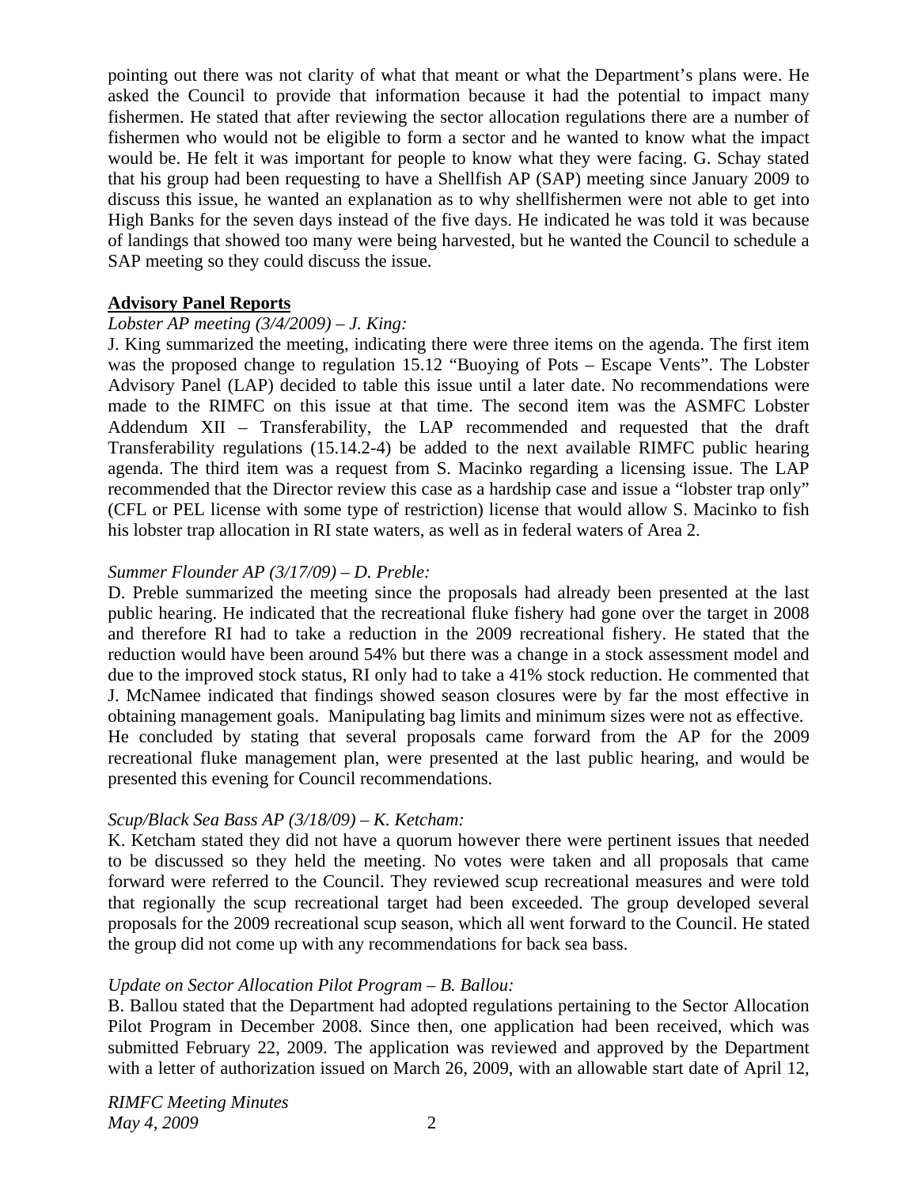pointing out there was not clarity of what that meant or what the Department's plans were. He asked the Council to provide that information because it had the potential to impact many fishermen. He stated that after reviewing the sector allocation regulations there are a number of fishermen who would not be eligible to form a sector and he wanted to know what the impact would be. He felt it was important for people to know what they were facing. G. Schay stated that his group had been requesting to have a Shellfish AP (SAP) meeting since January 2009 to discuss this issue, he wanted an explanation as to why shellfishermen were not able to get into High Banks for the seven days instead of the five days. He indicated he was told it was because of landings that showed too many were being harvested, but he wanted the Council to schedule a SAP meeting so they could discuss the issue.

**Advisory Panel Reports**

*Lobster AP meeting (3/4/2009) – J. King:*

J. King summarized the meeting, indicating there were three items on the agenda. The first item was the proposed change to regulation 15.12 "Buoying of Pots – Escape Vents". The Lobster Advisory Panel (LAP) decided to table this issue until a later date. No recommendations were made to the RIMFC on this issue at that time. The second item was the ASMFC Lobster Addendum XII – Transferability, the LAP recommended and requested that the draft Transferability regulations (15.14.2-4) be added to the next available RIMFC public hearing agenda. The third item was a request from S. Macinko regarding a licensing issue. The LAP recommended that the Director review this case as a hardship case and issue a "lobster trap only" (CFL or PEL license with some type of restriction) license that would allow S. Macinko to fish his lobster trap allocation in RI state waters, as well as in federal waters of Area 2.

*Summer Flounder AP (3/17/09) – D. Preble:*

D. Preble summarized the meeting since the proposals had already been presented at the last public hearing. He indicated that the recreational fluke fishery had gone over the target in 2008 and therefore RI had to take a reduction in the 2009 recreational fishery. He stated that the reduction would have been around 54% but there was a change in a stock assessment model and due to the improved stock status, RI only had to take a 41% stock reduction. He commented that J. McNamee indicated that findings showed season closures were by far the most effective in obtaining management goals. Manipulating bag limits and minimum sizes were not as effective. He concluded by stating that several proposals came forward from the AP for the 2009 recreational fluke management plan, were presented at the last public hearing, and would be presented this evening for Council recommendations.

*Scup/Black Sea Bass AP (3/18/09) – K. Ketcham:*

K. Ketcham stated they did not have a quorum however there were pertinent issues that needed to be discussed so they held the meeting. No votes were taken and all proposals that came forward were referred to the Council. They reviewed scup recreational measures and were told that regionally the scup recreational target had been exceeded. The group developed several proposals for the 2009 recreational scup season, which all went forward to the Council. He stated the group did not come up with any recommendations for back sea bass.

*Update on Sector Allocation Pilot Program – B. Ballou:*

B. Ballou stated that the Department had adopted regulations pertaining to the Sector Allocation Pilot Program in December 2008. Since then, one application had been received, which was submitted February 22, 2009. The application was reviewed and approved by the Department with a letter of authorization issued on March 26, 2009, with an allowable start date of April 12,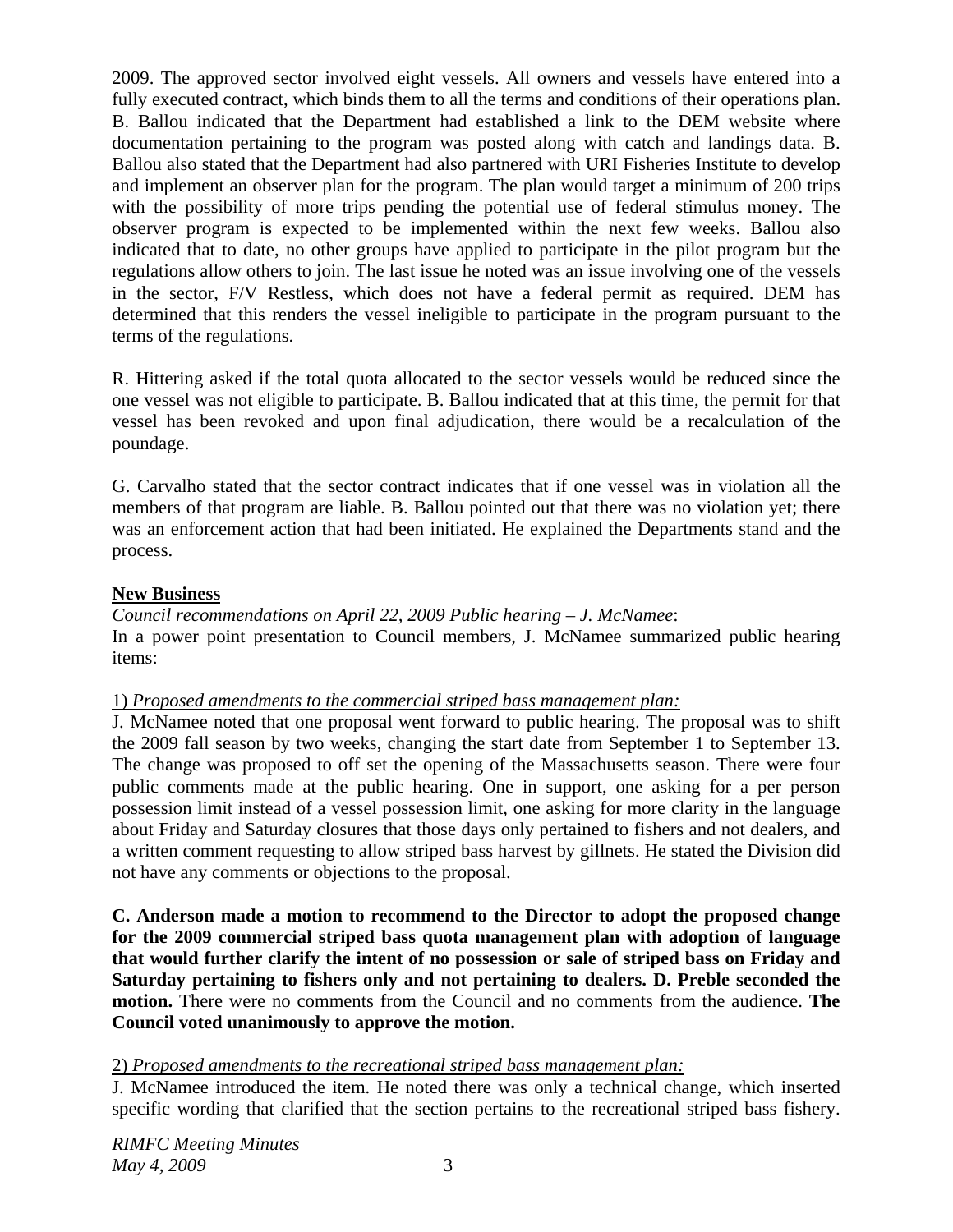2009. The approved sector involved eight vessels. All owners and vessels have entered into a fully executed contract, which binds them to all the terms and conditions of their operations plan. B. Ballou indicated that the Department had established a link to the DEM website where documentation pertaining to the program was posted along with catch and landings data. B. Ballou also stated that the Department had also partnered with URI Fisheries Institute to develop and implement an observer plan for the program. The plan would target a minimum of 200 trips with the possibility of more trips pending the potential use of federal stimulus money. The observer program is expected to be implemented within the next few weeks. Ballou also indicated that to date, no other groups have applied to participate in the pilot program but the regulations allow others to join. The last issue he noted was an issue involving one of the vessels in the sector, F/V Restless, which does not have a federal permit as required. DEM has determined that this renders the vessel ineligible to participate in the program pursuant to the terms of the regulations.

R. Hittering asked if the total quota allocated to the sector vessels would be reduced since the one vessel was not eligible to participate. B. Ballou indicated that at this time, the permit for that vessel has been revoked and upon final adjudication, there would be a recalculation of the poundage.

G. Carvalho stated that the sector contract indicates that if one vessel was in violation all the members of that program are liable. B. Ballou pointed out that there was no violation yet; there was an enforcement action that had been initiated. He explained the Departments stand and the process.

**New Business**

*Council recommendations on April 22, 2009 Public hearing – J. McNamee*:
In a power point presentation to Council members, J. McNamee summarized public hearing items:

1) *Proposed amendments to the commercial striped bass management plan:*
J. McNamee noted that one proposal went forward to public hearing. The proposal was to shift the 2009 fall season by two weeks, changing the start date from September 1 to September 13. The change was proposed to off set the opening of the Massachusetts season. There were four public comments made at the public hearing. One in support, one asking for a per person possession limit instead of a vessel possession limit, one asking for more clarity in the language about Friday and Saturday closures that those days only pertained to fishers and not dealers, and a written comment requesting to allow striped bass harvest by gillnets. He stated the Division did not have any comments or objections to the proposal.

**C. Anderson made a motion to recommend to the Director to adopt the proposed change for the 2009 commercial striped bass quota management plan with adoption of language that would further clarify the intent of no possession or sale of striped bass on Friday and Saturday pertaining to fishers only and not pertaining to dealers. D. Preble seconded the motion.** There were no comments from the Council and no comments from the audience. **The Council voted unanimously to approve the motion.**

2) *Proposed amendments to the recreational striped bass management plan:*
J. McNamee introduced the item. He noted there was only a technical change, which inserted specific wording that clarified that the section pertains to the recreational striped bass fishery.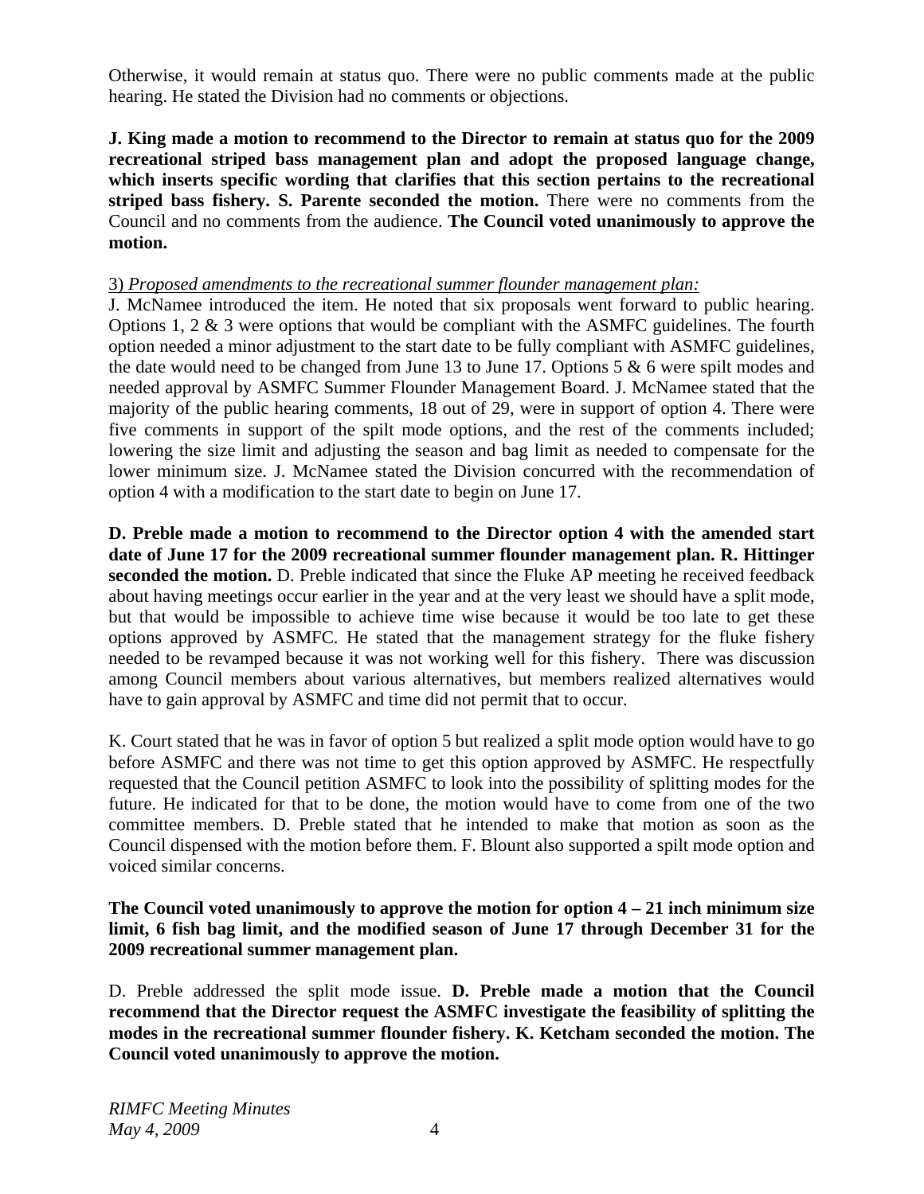Otherwise, it would remain at status quo. There were no public comments made at the public hearing. He stated the Division had no comments or objections.

**J. King made a motion to recommend to the Director to remain at status quo for the 2009 recreational striped bass management plan and adopt the proposed language change, which inserts specific wording that clarifies that this section pertains to the recreational striped bass fishery. S. Parente seconded the motion.** There were no comments from the Council and no comments from the audience. **The Council voted unanimously to approve the motion.**

3) *Proposed amendments to the recreational summer flounder management plan:*

J. McNamee introduced the item. He noted that six proposals went forward to public hearing. Options 1, 2 & 3 were options that would be compliant with the ASMFC guidelines. The fourth option needed a minor adjustment to the start date to be fully compliant with ASMFC guidelines, the date would need to be changed from June 13 to June 17. Options 5 & 6 were spilt modes and needed approval by ASMFC Summer Flounder Management Board. J. McNamee stated that the majority of the public hearing comments, 18 out of 29, were in support of option 4. There were five comments in support of the spilt mode options, and the rest of the comments included; lowering the size limit and adjusting the season and bag limit as needed to compensate for the lower minimum size. J. McNamee stated the Division concurred with the recommendation of option 4 with a modification to the start date to begin on June 17.

**D. Preble made a motion to recommend to the Director option 4 with the amended start date of June 17 for the 2009 recreational summer flounder management plan. R. Hittinger seconded the motion.** D. Preble indicated that since the Fluke AP meeting he received feedback about having meetings occur earlier in the year and at the very least we should have a split mode, but that would be impossible to achieve time wise because it would be too late to get these options approved by ASMFC. He stated that the management strategy for the fluke fishery needed to be revamped because it was not working well for this fishery. There was discussion among Council members about various alternatives, but members realized alternatives would have to gain approval by ASMFC and time did not permit that to occur.

K. Court stated that he was in favor of option 5 but realized a split mode option would have to go before ASMFC and there was not time to get this option approved by ASMFC. He respectfully requested that the Council petition ASMFC to look into the possibility of splitting modes for the future. He indicated for that to be done, the motion would have to come from one of the two committee members. D. Preble stated that he intended to make that motion as soon as the Council dispensed with the motion before them. F. Blount also supported a spilt mode option and voiced similar concerns.

**The Council voted unanimously to approve the motion for option 4 – 21 inch minimum size limit, 6 fish bag limit, and the modified season of June 17 through December 31 for the 2009 recreational summer management plan.**

D. Preble addressed the split mode issue. **D. Preble made a motion that the Council recommend that the Director request the ASMFC investigate the feasibility of splitting the modes in the recreational summer flounder fishery. K. Ketcham seconded the motion. The Council voted unanimously to approve the motion.**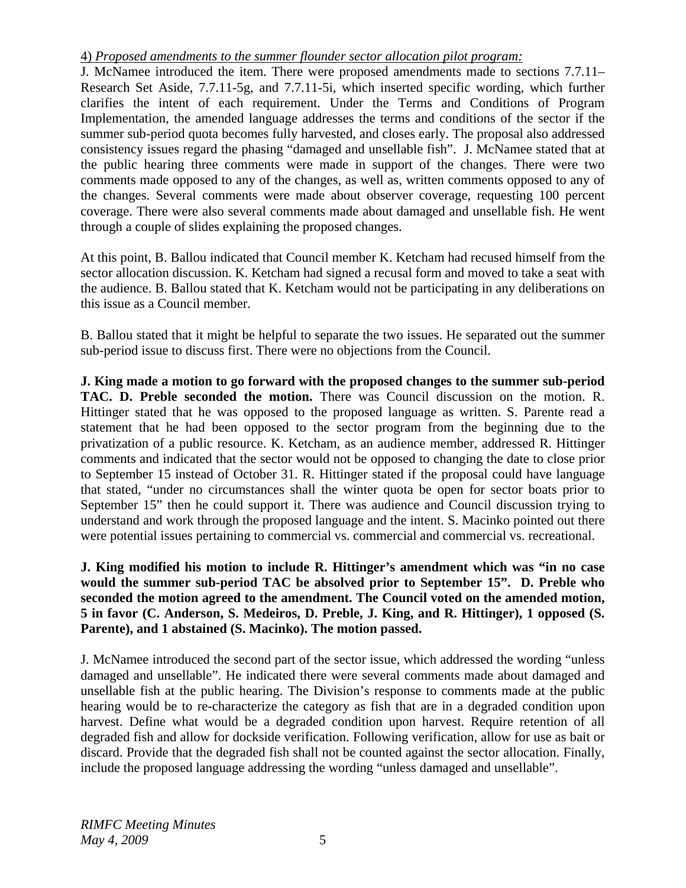4) *Proposed amendments to the summer flounder sector allocation pilot program:*

J. McNamee introduced the item. There were proposed amendments made to sections 7.7.11– Research Set Aside, 7.7.11-5g, and 7.7.11-5i, which inserted specific wording, which further clarifies the intent of each requirement. Under the Terms and Conditions of Program Implementation, the amended language addresses the terms and conditions of the sector if the summer sub-period quota becomes fully harvested, and closes early. The proposal also addressed consistency issues regard the phasing "damaged and unsellable fish". J. McNamee stated that at the public hearing three comments were made in support of the changes. There were two comments made opposed to any of the changes, as well as, written comments opposed to any of the changes. Several comments were made about observer coverage, requesting 100 percent coverage. There were also several comments made about damaged and unsellable fish. He went through a couple of slides explaining the proposed changes.

At this point, B. Ballou indicated that Council member K. Ketcham had recused himself from the sector allocation discussion. K. Ketcham had signed a recusal form and moved to take a seat with the audience. B. Ballou stated that K. Ketcham would not be participating in any deliberations on this issue as a Council member.

B. Ballou stated that it might be helpful to separate the two issues. He separated out the summer sub-period issue to discuss first. There were no objections from the Council.

**J. King made a motion to go forward with the proposed changes to the summer sub-period TAC. D. Preble seconded the motion.** There was Council discussion on the motion. R. Hittinger stated that he was opposed to the proposed language as written. S. Parente read a statement that he had been opposed to the sector program from the beginning due to the privatization of a public resource. K. Ketcham, as an audience member, addressed R. Hittinger comments and indicated that the sector would not be opposed to changing the date to close prior to September 15 instead of October 31. R. Hittinger stated if the proposal could have language that stated, "under no circumstances shall the winter quota be open for sector boats prior to September 15" then he could support it. There was audience and Council discussion trying to understand and work through the proposed language and the intent. S. Macinko pointed out there were potential issues pertaining to commercial vs. commercial and commercial vs. recreational.

**J. King modified his motion to include R. Hittinger's amendment which was "in no case would the summer sub-period TAC be absolved prior to September 15". D. Preble who seconded the motion agreed to the amendment. The Council voted on the amended motion, 5 in favor (C. Anderson, S. Medeiros, D. Preble, J. King, and R. Hittinger), 1 opposed (S. Parente), and 1 abstained (S. Macinko). The motion passed.**

J. McNamee introduced the second part of the sector issue, which addressed the wording "unless damaged and unsellable". He indicated there were several comments made about damaged and unsellable fish at the public hearing. The Division's response to comments made at the public hearing would be to re-characterize the category as fish that are in a degraded condition upon harvest. Define what would be a degraded condition upon harvest. Require retention of all degraded fish and allow for dockside verification. Following verification, allow for use as bait or discard. Provide that the degraded fish shall not be counted against the sector allocation. Finally, include the proposed language addressing the wording "unless damaged and unsellable".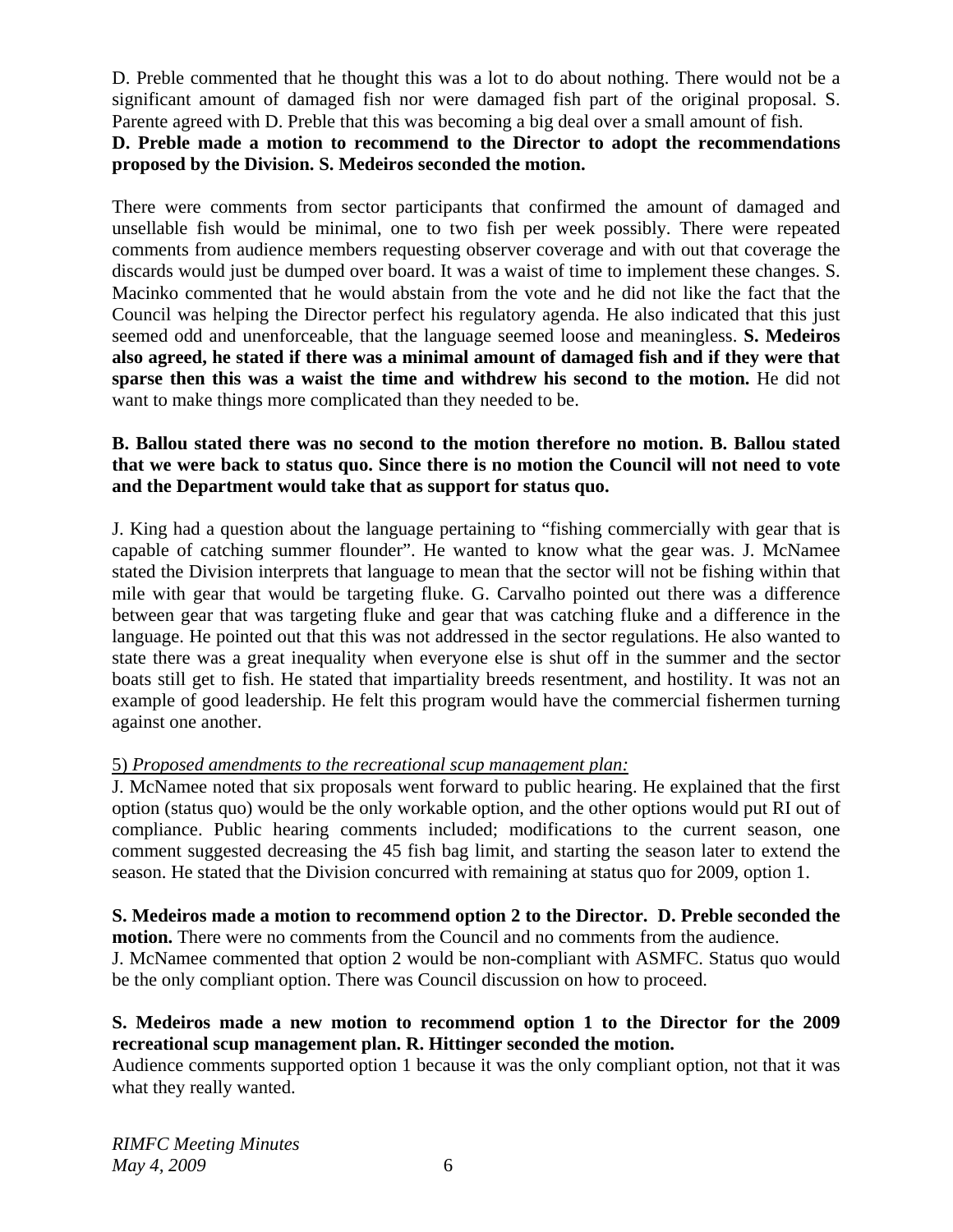D. Preble commented that he thought this was a lot to do about nothing. There would not be a significant amount of damaged fish nor were damaged fish part of the original proposal. S. Parente agreed with D. Preble that this was becoming a big deal over a small amount of fish.

**D. Preble made a motion to recommend to the Director to adopt the recommendations proposed by the Division. S. Medeiros seconded the motion.**

There were comments from sector participants that confirmed the amount of damaged and unsellable fish would be minimal, one to two fish per week possibly. There were repeated comments from audience members requesting observer coverage and with out that coverage the discards would just be dumped over board. It was a waist of time to implement these changes. S. Macinko commented that he would abstain from the vote and he did not like the fact that the Council was helping the Director perfect his regulatory agenda. He also indicated that this just seemed odd and unenforceable, that the language seemed loose and meaningless. **S. Medeiros also agreed, he stated if there was a minimal amount of damaged fish and if they were that sparse then this was a waist the time and withdrew his second to the motion.** He did not want to make things more complicated than they needed to be.

**B. Ballou stated there was no second to the motion therefore no motion. B. Ballou stated that we were back to status quo. Since there is no motion the Council will not need to vote and the Department would take that as support for status quo.**

J. King had a question about the language pertaining to "fishing commercially with gear that is capable of catching summer flounder". He wanted to know what the gear was. J. McNamee stated the Division interprets that language to mean that the sector will not be fishing within that mile with gear that would be targeting fluke. G. Carvalho pointed out there was a difference between gear that was targeting fluke and gear that was catching fluke and a difference in the language. He pointed out that this was not addressed in the sector regulations. He also wanted to state there was a great inequality when everyone else is shut off in the summer and the sector boats still get to fish. He stated that impartiality breeds resentment, and hostility. It was not an example of good leadership. He felt this program would have the commercial fishermen turning against one another.

5) *Proposed amendments to the recreational scup management plan:*

J. McNamee noted that six proposals went forward to public hearing. He explained that the first option (status quo) would be the only workable option, and the other options would put RI out of compliance. Public hearing comments included; modifications to the current season, one comment suggested decreasing the 45 fish bag limit, and starting the season later to extend the season. He stated that the Division concurred with remaining at status quo for 2009, option 1.

**S. Medeiros made a motion to recommend option 2 to the Director. D. Preble seconded the motion.** There were no comments from the Council and no comments from the audience. J. McNamee commented that option 2 would be non-compliant with ASMFC. Status quo would be the only compliant option. There was Council discussion on how to proceed.

**S. Medeiros made a new motion to recommend option 1 to the Director for the 2009 recreational scup management plan. R. Hittinger seconded the motion.**

Audience comments supported option 1 because it was the only compliant option, not that it was what they really wanted.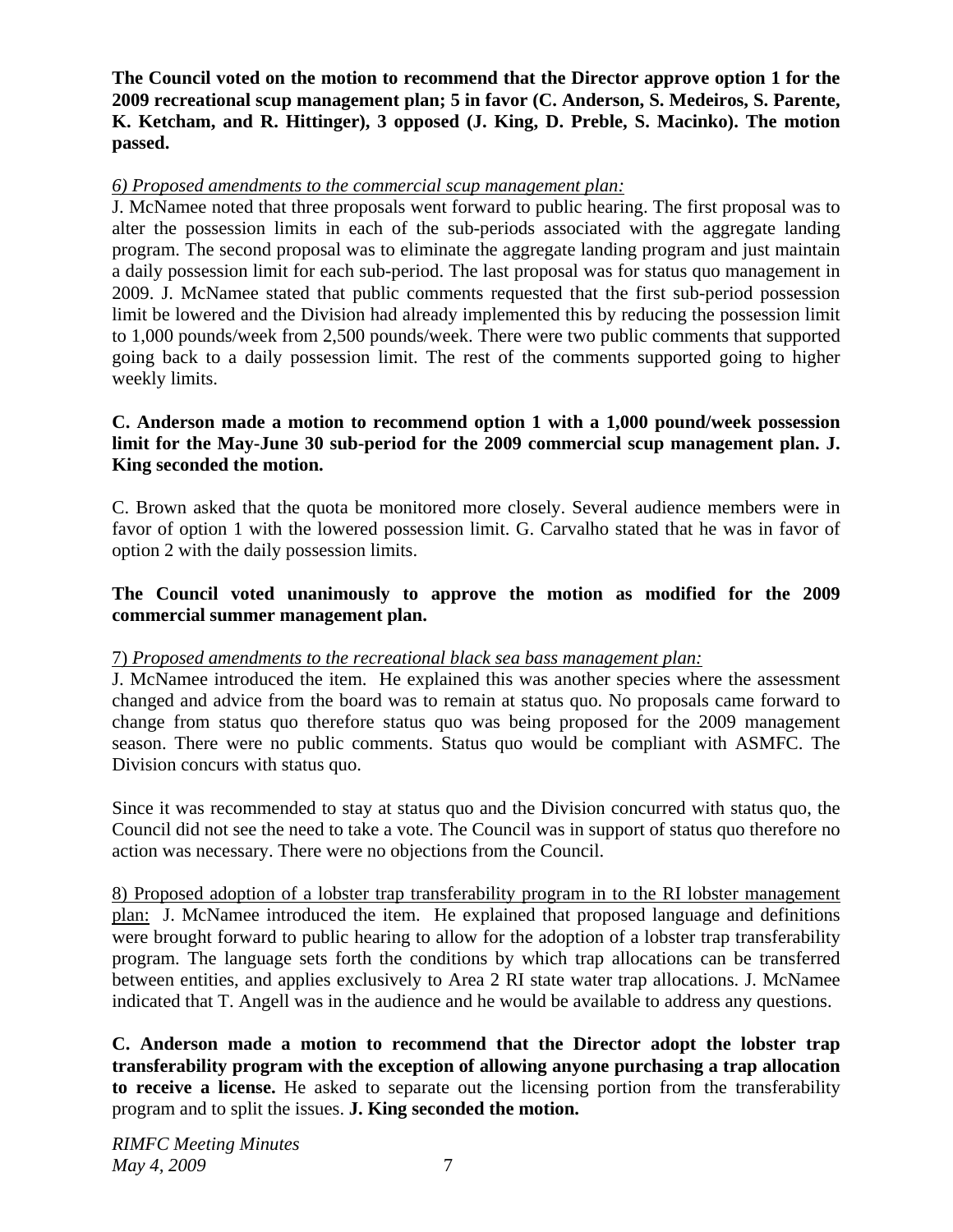**The Council voted on the motion to recommend that the Director approve option 1 for the 2009 recreational scup management plan; 5 in favor (C. Anderson, S. Medeiros, S. Parente, K. Ketcham, and R. Hittinger), 3 opposed (J. King, D. Preble, S. Macinko). The motion passed.**

*6) Proposed amendments to the commercial scup management plan:*

J. McNamee noted that three proposals went forward to public hearing. The first proposal was to alter the possession limits in each of the sub-periods associated with the aggregate landing program. The second proposal was to eliminate the aggregate landing program and just maintain a daily possession limit for each sub-period. The last proposal was for status quo management in 2009. J. McNamee stated that public comments requested that the first sub-period possession limit be lowered and the Division had already implemented this by reducing the possession limit to 1,000 pounds/week from 2,500 pounds/week. There were two public comments that supported going back to a daily possession limit. The rest of the comments supported going to higher weekly limits.

**C. Anderson made a motion to recommend option 1 with a 1,000 pound/week possession limit for the May-June 30 sub-period for the 2009 commercial scup management plan. J. King seconded the motion.**

C. Brown asked that the quota be monitored more closely. Several audience members were in favor of option 1 with the lowered possession limit. G. Carvalho stated that he was in favor of option 2 with the daily possession limits.

**The Council voted unanimously to approve the motion as modified for the 2009 commercial summer management plan.**

7) *Proposed amendments to the recreational black sea bass management plan:*

J. McNamee introduced the item. He explained this was another species where the assessment changed and advice from the board was to remain at status quo. No proposals came forward to change from status quo therefore status quo was being proposed for the 2009 management season. There were no public comments. Status quo would be compliant with ASMFC. The Division concurs with status quo.

Since it was recommended to stay at status quo and the Division concurred with status quo, the Council did not see the need to take a vote. The Council was in support of status quo therefore no action was necessary. There were no objections from the Council.

8) Proposed adoption of a lobster trap transferability program in to the RI lobster management plan: J. McNamee introduced the item. He explained that proposed language and definitions were brought forward to public hearing to allow for the adoption of a lobster trap transferability program. The language sets forth the conditions by which trap allocations can be transferred between entities, and applies exclusively to Area 2 RI state water trap allocations. J. McNamee indicated that T. Angell was in the audience and he would be available to address any questions.

**C. Anderson made a motion to recommend that the Director adopt the lobster trap transferability program with the exception of allowing anyone purchasing a trap allocation to receive a license.** He asked to separate out the licensing portion from the transferability program and to split the issues. **J. King seconded the motion.**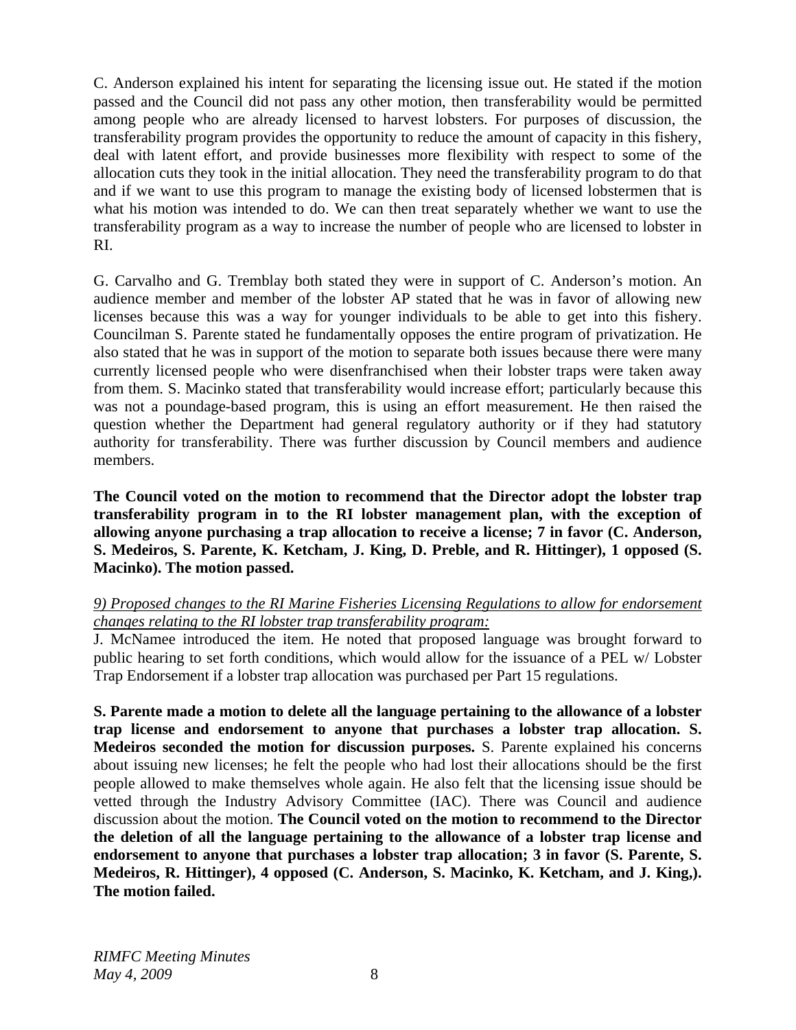C. Anderson explained his intent for separating the licensing issue out. He stated if the motion passed and the Council did not pass any other motion, then transferability would be permitted among people who are already licensed to harvest lobsters. For purposes of discussion, the transferability program provides the opportunity to reduce the amount of capacity in this fishery, deal with latent effort, and provide businesses more flexibility with respect to some of the allocation cuts they took in the initial allocation. They need the transferability program to do that and if we want to use this program to manage the existing body of licensed lobstermen that is what his motion was intended to do. We can then treat separately whether we want to use the transferability program as a way to increase the number of people who are licensed to lobster in RI.

G. Carvalho and G. Tremblay both stated they were in support of C. Anderson's motion. An audience member and member of the lobster AP stated that he was in favor of allowing new licenses because this was a way for younger individuals to be able to get into this fishery. Councilman S. Parente stated he fundamentally opposes the entire program of privatization. He also stated that he was in support of the motion to separate both issues because there were many currently licensed people who were disenfranchised when their lobster traps were taken away from them. S. Macinko stated that transferability would increase effort; particularly because this was not a poundage-based program, this is using an effort measurement. He then raised the question whether the Department had general regulatory authority or if they had statutory authority for transferability. There was further discussion by Council members and audience members.

**The Council voted on the motion to recommend that the Director adopt the lobster trap transferability program in to the RI lobster management plan, with the exception of allowing anyone purchasing a trap allocation to receive a license; 7 in favor (C. Anderson, S. Medeiros, S. Parente, K. Ketcham, J. King, D. Preble, and R. Hittinger), 1 opposed (S. Macinko). The motion passed.**

*9) Proposed changes to the RI Marine Fisheries Licensing Regulations to allow for endorsement changes relating to the RI lobster trap transferability program:*

J. McNamee introduced the item. He noted that proposed language was brought forward to public hearing to set forth conditions, which would allow for the issuance of a PEL w/ Lobster Trap Endorsement if a lobster trap allocation was purchased per Part 15 regulations.

**S. Parente made a motion to delete all the language pertaining to the allowance of a lobster trap license and endorsement to anyone that purchases a lobster trap allocation. S. Medeiros seconded the motion for discussion purposes.** S. Parente explained his concerns about issuing new licenses; he felt the people who had lost their allocations should be the first people allowed to make themselves whole again. He also felt that the licensing issue should be vetted through the Industry Advisory Committee (IAC). There was Council and audience discussion about the motion. **The Council voted on the motion to recommend to the Director the deletion of all the language pertaining to the allowance of a lobster trap license and endorsement to anyone that purchases a lobster trap allocation; 3 in favor (S. Parente, S. Medeiros, R. Hittinger), 4 opposed (C. Anderson, S. Macinko, K. Ketcham, and J. King,). The motion failed.**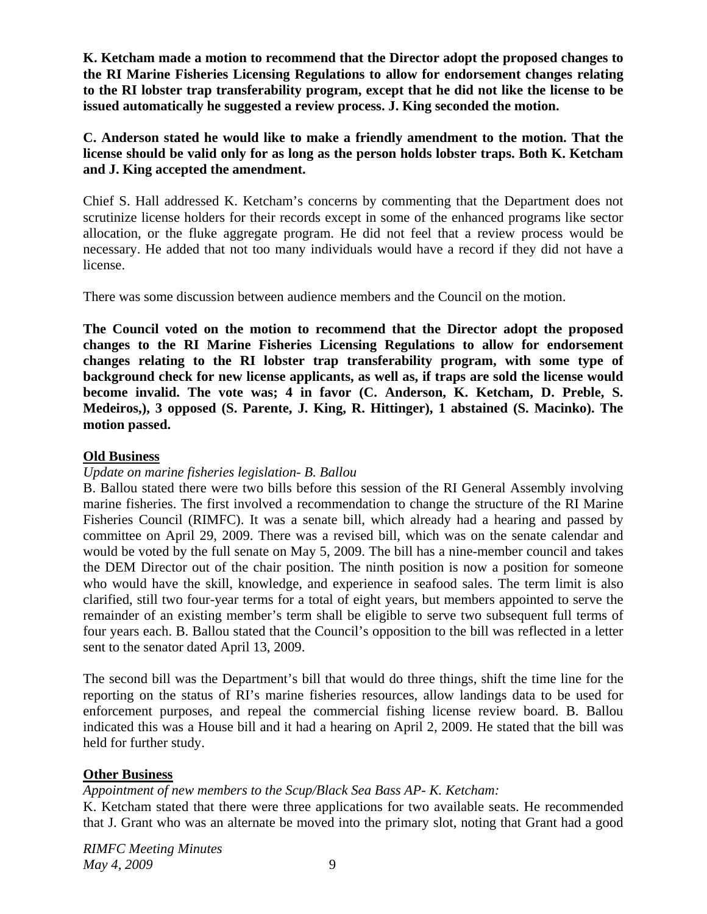**K. Ketcham made a motion to recommend that the Director adopt the proposed changes to the RI Marine Fisheries Licensing Regulations to allow for endorsement changes relating to the RI lobster trap transferability program, except that he did not like the license to be issued automatically he suggested a review process. J. King seconded the motion.**

**C. Anderson stated he would like to make a friendly amendment to the motion. That the license should be valid only for as long as the person holds lobster traps. Both K. Ketcham and J. King accepted the amendment.**

Chief S. Hall addressed K. Ketcham's concerns by commenting that the Department does not scrutinize license holders for their records except in some of the enhanced programs like sector allocation, or the fluke aggregate program. He did not feel that a review process would be necessary. He added that not too many individuals would have a record if they did not have a license.

There was some discussion between audience members and the Council on the motion.

**The Council voted on the motion to recommend that the Director adopt the proposed changes to the RI Marine Fisheries Licensing Regulations to allow for endorsement changes relating to the RI lobster trap transferability program, with some type of background check for new license applicants, as well as, if traps are sold the license would become invalid. The vote was; 4 in favor (C. Anderson, K. Ketcham, D. Preble, S. Medeiros,), 3 opposed (S. Parente, J. King, R. Hittinger), 1 abstained (S. Macinko). The motion passed.**

## Old Business

*Update on marine fisheries legislation- B. Ballou*

B. Ballou stated there were two bills before this session of the RI General Assembly involving marine fisheries. The first involved a recommendation to change the structure of the RI Marine Fisheries Council (RIMFC). It was a senate bill, which already had a hearing and passed by committee on April 29, 2009. There was a revised bill, which was on the senate calendar and would be voted by the full senate on May 5, 2009. The bill has a nine-member council and takes the DEM Director out of the chair position. The ninth position is now a position for someone who would have the skill, knowledge, and experience in seafood sales. The term limit is also clarified, still two four-year terms for a total of eight years, but members appointed to serve the remainder of an existing member's term shall be eligible to serve two subsequent full terms of four years each. B. Ballou stated that the Council's opposition to the bill was reflected in a letter sent to the senator dated April 13, 2009.

The second bill was the Department's bill that would do three things, shift the time line for the reporting on the status of RI's marine fisheries resources, allow landings data to be used for enforcement purposes, and repeal the commercial fishing license review board. B. Ballou indicated this was a House bill and it had a hearing on April 2, 2009. He stated that the bill was held for further study.

## Other Business

*Appointment of new members to the Scup/Black Sea Bass AP- K. Ketcham:*

K. Ketcham stated that there were three applications for two available seats. He recommended that J. Grant who was an alternate be moved into the primary slot, noting that Grant had a good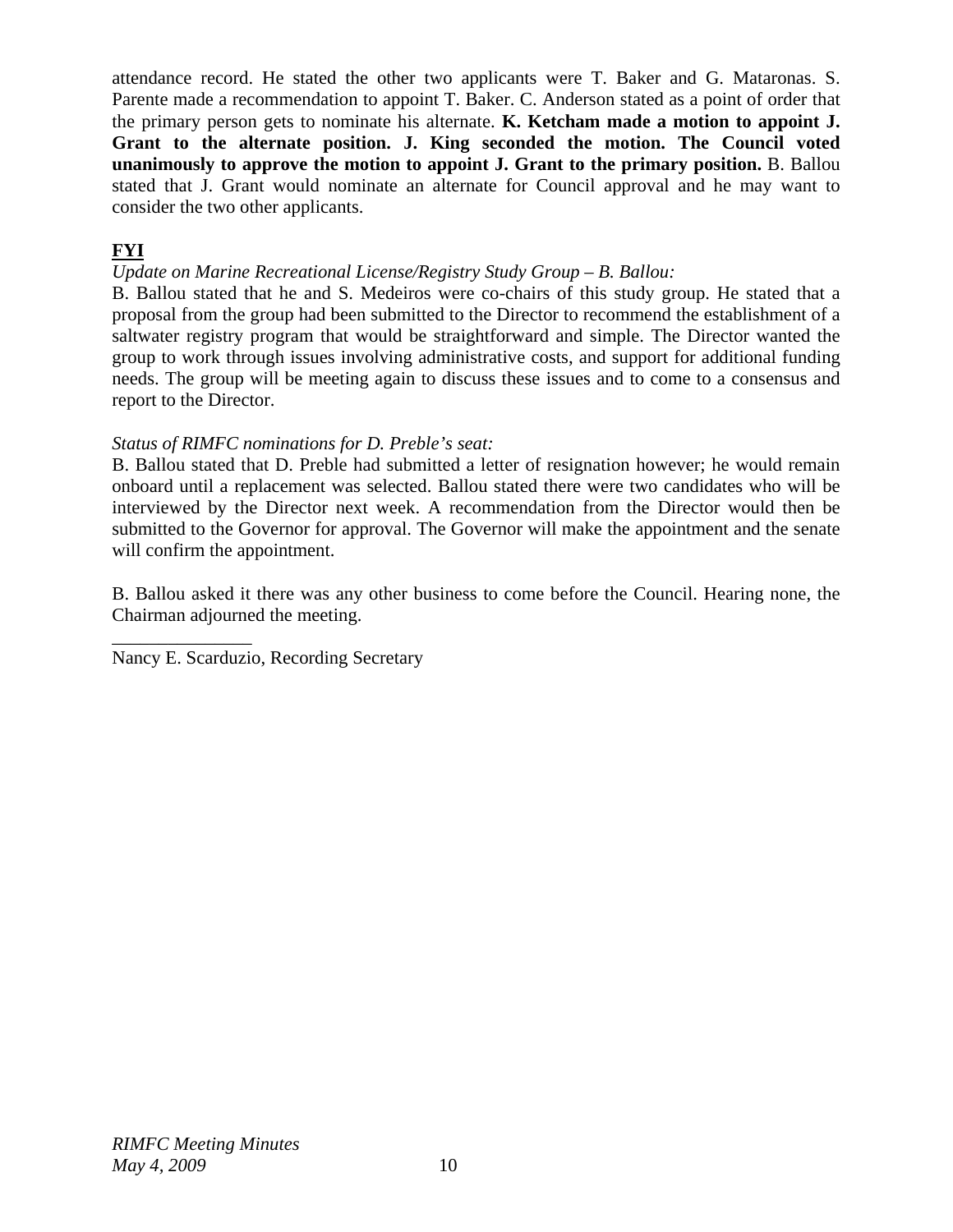attendance record. He stated the other two applicants were T. Baker and G. Mataronas. S. Parente made a recommendation to appoint T. Baker. C. Anderson stated as a point of order that the primary person gets to nominate his alternate. **K. Ketcham made a motion to appoint J. Grant to the alternate position. J. King seconded the motion. The Council voted unanimously to approve the motion to appoint J. Grant to the primary position.** B. Ballou stated that J. Grant would nominate an alternate for Council approval and he may want to consider the two other applicants.

## FYI

*Update on Marine Recreational License/Registry Study Group – B. Ballou:*

B. Ballou stated that he and S. Medeiros were co-chairs of this study group. He stated that a proposal from the group had been submitted to the Director to recommend the establishment of a saltwater registry program that would be straightforward and simple. The Director wanted the group to work through issues involving administrative costs, and support for additional funding needs. The group will be meeting again to discuss these issues and to come to a consensus and report to the Director.

*Status of RIMFC nominations for D. Preble's seat:*

B. Ballou stated that D. Preble had submitted a letter of resignation however; he would remain onboard until a replacement was selected. Ballou stated there were two candidates who will be interviewed by the Director next week. A recommendation from the Director would then be submitted to the Governor for approval. The Governor will make the appointment and the senate will confirm the appointment.

B. Ballou asked it there was any other business to come before the Council. Hearing none, the Chairman adjourned the meeting.

_______________
Nancy E. Scarduzio, Recording Secretary